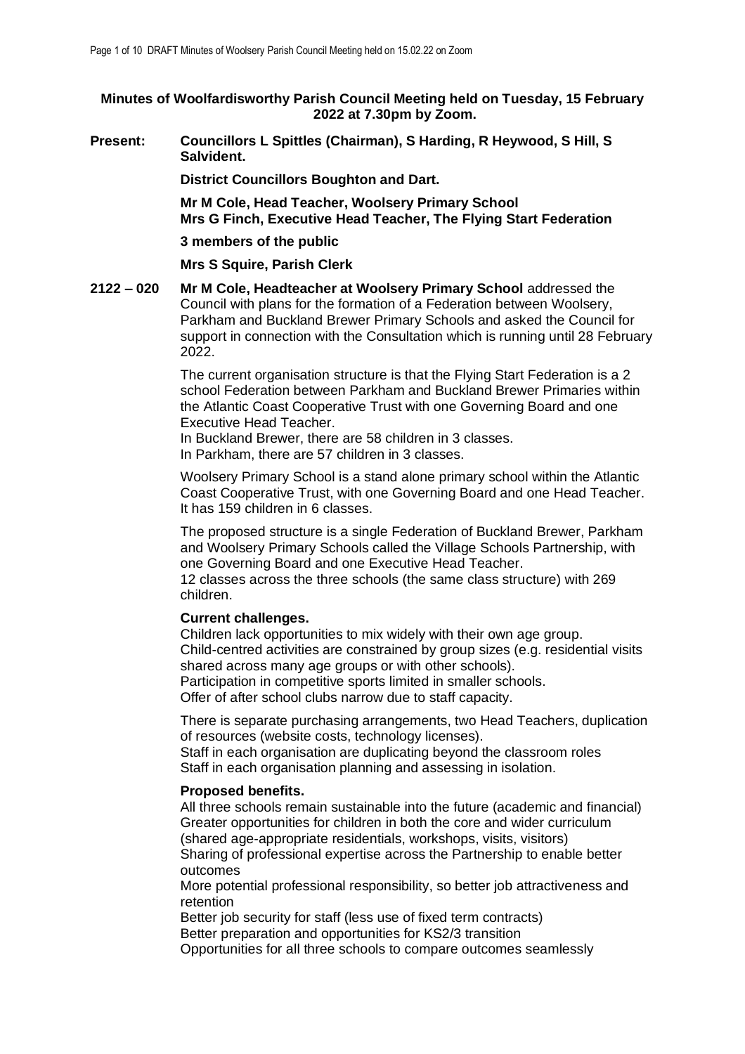**Minutes of Woolfardisworthy Parish Council Meeting held on Tuesday, 15 February 2022 at 7.30pm by Zoom.**

**Present:** **Councillors L Spittles (Chairman), S Harding, R Heywood, S Hill, S Salvident.**

**District Councillors Boughton and Dart.**

**Mr M Cole, Head Teacher, Woolsery Primary School**
**Mrs G Finch, Executive Head Teacher, The Flying Start Federation**

**3 members of the public**

**Mrs S Squire, Parish Clerk**

**2122 – 020** **Mr M Cole, Headteacher at Woolsery Primary School** addressed the Council with plans for the formation of a Federation between Woolsery, Parkham and Buckland Brewer Primary Schools and asked the Council for support in connection with the Consultation which is running until 28 February 2022.

The current organisation structure is that the Flying Start Federation is a 2 school Federation between Parkham and Buckland Brewer Primaries within the Atlantic Coast Cooperative Trust with one Governing Board and one Executive Head Teacher.
In Buckland Brewer, there are 58 children in 3 classes.
In Parkham, there are 57 children in 3 classes.

Woolsery Primary School is a stand alone primary school within the Atlantic Coast Cooperative Trust, with one Governing Board and one Head Teacher. It has 159 children in 6 classes.

The proposed structure is a single Federation of Buckland Brewer, Parkham and Woolsery Primary Schools called the Village Schools Partnership, with one Governing Board and one Executive Head Teacher.
12 classes across the three schools (the same class structure) with 269 children.

**Current challenges.**
Children lack opportunities to mix widely with their own age group.
Child-centred activities are constrained by group sizes (e.g. residential visits shared across many age groups or with other schools).
Participation in competitive sports limited in smaller schools.
Offer of after school clubs narrow due to staff capacity.

There is separate purchasing arrangements, two Head Teachers, duplication of resources (website costs, technology licenses).
Staff in each organisation are duplicating beyond the classroom roles
Staff in each organisation planning and assessing in isolation.

**Proposed benefits.**
All three schools remain sustainable into the future (academic and financial)
Greater opportunities for children in both the core and wider curriculum (shared age-appropriate residentials, workshops, visits, visitors)
Sharing of professional expertise across the Partnership to enable better outcomes
More potential professional responsibility, so better job attractiveness and retention
Better job security for staff (less use of fixed term contracts)
Better preparation and opportunities for KS2/3 transition
Opportunities for all three schools to compare outcomes seamlessly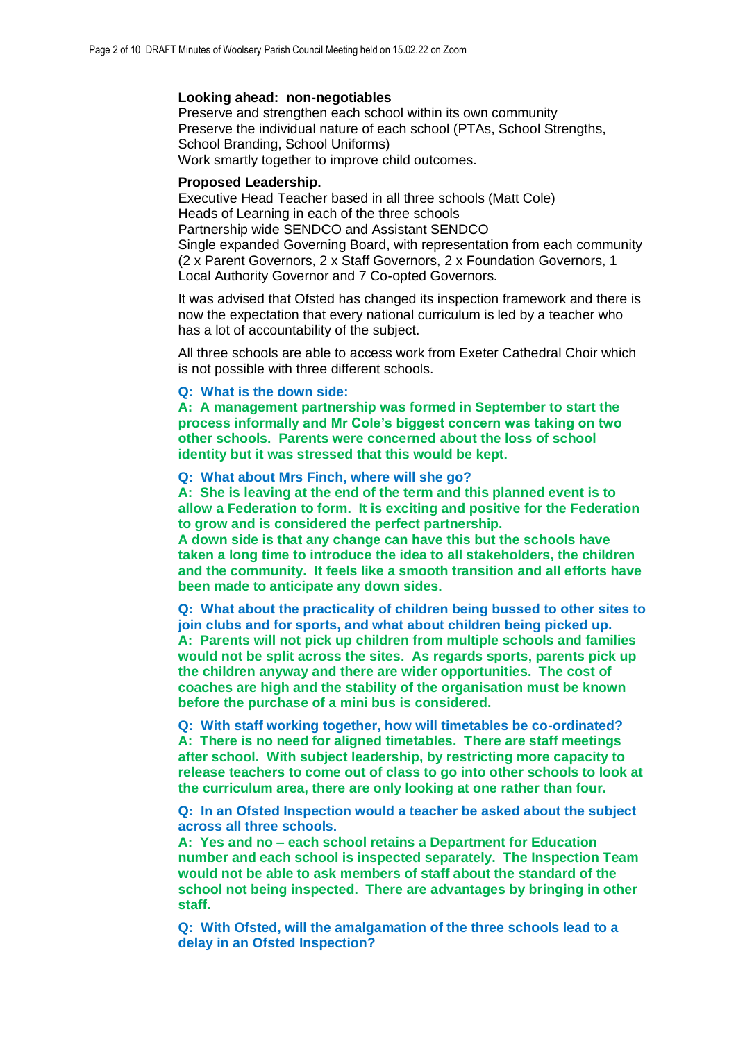**Looking ahead: non-negotiables**

Preserve and strengthen each school within its own community
Preserve the individual nature of each school (PTAs, School Strengths, School Branding, School Uniforms)
Work smartly together to improve child outcomes.

**Proposed Leadership.**

Executive Head Teacher based in all three schools (Matt Cole)
Heads of Learning in each of the three schools
Partnership wide SENDCO and Assistant SENDCO
Single expanded Governing Board, with representation from each community (2 x Parent Governors, 2 x Staff Governors, 2 x Foundation Governors, 1 Local Authority Governor and 7 Co-opted Governors.

It was advised that Ofsted has changed its inspection framework and there is now the expectation that every national curriculum is led by a teacher who has a lot of accountability of the subject.

All three schools are able to access work from Exeter Cathedral Choir which is not possible with three different schools.

**Q: What is the down side:**
**A: A management partnership was formed in September to start the process informally and Mr Cole's biggest concern was taking on two other schools. Parents were concerned about the loss of school identity but it was stressed that this would be kept.**

**Q: What about Mrs Finch, where will she go?**
**A: She is leaving at the end of the term and this planned event is to allow a Federation to form. It is exciting and positive for the Federation to grow and is considered the perfect partnership.**
**A down side is that any change can have this but the schools have taken a long time to introduce the idea to all stakeholders, the children and the community. It feels like a smooth transition and all efforts have been made to anticipate any down sides.**

**Q: What about the practicality of children being bussed to other sites to join clubs and for sports, and what about children being picked up.**
**A: Parents will not pick up children from multiple schools and families would not be split across the sites. As regards sports, parents pick up the children anyway and there are wider opportunities. The cost of coaches are high and the stability of the organisation must be known before the purchase of a mini bus is considered.**

**Q: With staff working together, how will timetables be co-ordinated?**
**A: There is no need for aligned timetables. There are staff meetings after school. With subject leadership, by restricting more capacity to release teachers to come out of class to go into other schools to look at the curriculum area, there are only looking at one rather than four.**

**Q: In an Ofsted Inspection would a teacher be asked about the subject across all three schools.**
**A: Yes and no – each school retains a Department for Education number and each school is inspected separately. The Inspection Team would not be able to ask members of staff about the standard of the school not being inspected. There are advantages by bringing in other staff.**

**Q: With Ofsted, will the amalgamation of the three schools lead to a delay in an Ofsted Inspection?**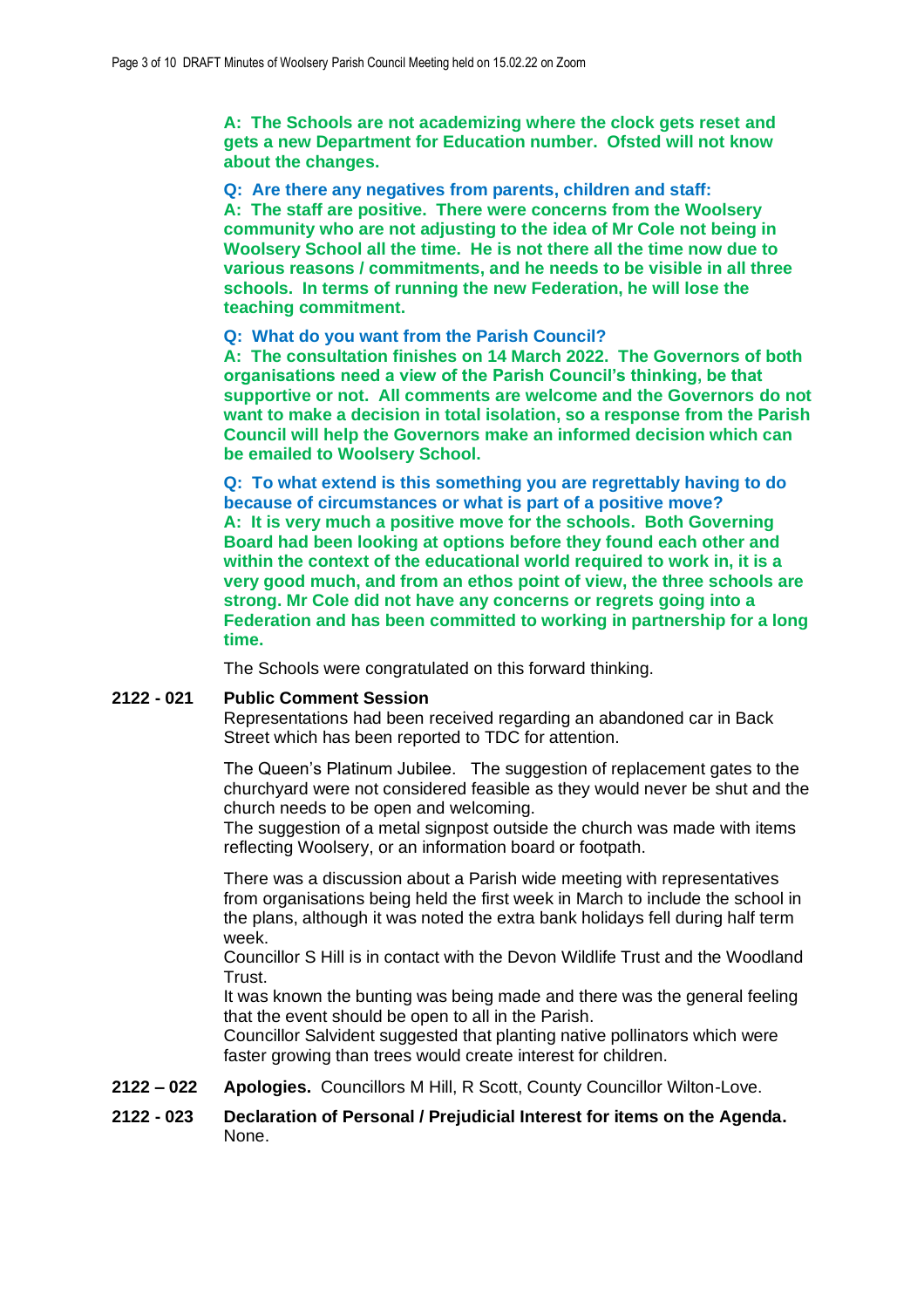**A: The Schools are not academizing where the clock gets reset and gets a new Department for Education number. Ofsted will not know about the changes.**

**Q: Are there any negatives from parents, children and staff:**
**A: The staff are positive. There were concerns from the Woolsery community who are not adjusting to the idea of Mr Cole not being in Woolsery School all the time. He is not there all the time now due to various reasons / commitments, and he needs to be visible in all three schools. In terms of running the new Federation, he will lose the teaching commitment.**

**Q: What do you want from the Parish Council?**
**A: The consultation finishes on 14 March 2022. The Governors of both organisations need a view of the Parish Council's thinking, be that supportive or not. All comments are welcome and the Governors do not want to make a decision in total isolation, so a response from the Parish Council will help the Governors make an informed decision which can be emailed to Woolsery School.**

**Q: To what extend is this something you are regrettably having to do because of circumstances or what is part of a positive move?**
**A: It is very much a positive move for the schools. Both Governing Board had been looking at options before they found each other and within the context of the educational world required to work in, it is a very good much, and from an ethos point of view, the three schools are strong. Mr Cole did not have any concerns or regrets going into a Federation and has been committed to working in partnership for a long time.**

The Schools were congratulated on this forward thinking.

**2122 - 021 Public Comment Session**

Representations had been received regarding an abandoned car in Back Street which has been reported to TDC for attention.

The Queen's Platinum Jubilee. The suggestion of replacement gates to the churchyard were not considered feasible as they would never be shut and the church needs to be open and welcoming.
The suggestion of a metal signpost outside the church was made with items reflecting Woolsery, or an information board or footpath.

There was a discussion about a Parish wide meeting with representatives from organisations being held the first week in March to include the school in the plans, although it was noted the extra bank holidays fell during half term week.
Councillor S Hill is in contact with the Devon Wildlife Trust and the Woodland Trust.
It was known the bunting was being made and there was the general feeling that the event should be open to all in the Parish.
Councillor Salvident suggested that planting native pollinators which were faster growing than trees would create interest for children.

**2122 – 022 Apologies.** Councillors M Hill, R Scott, County Councillor Wilton-Love.

**2122 - 023 Declaration of Personal / Prejudicial Interest for items on the Agenda.**
None.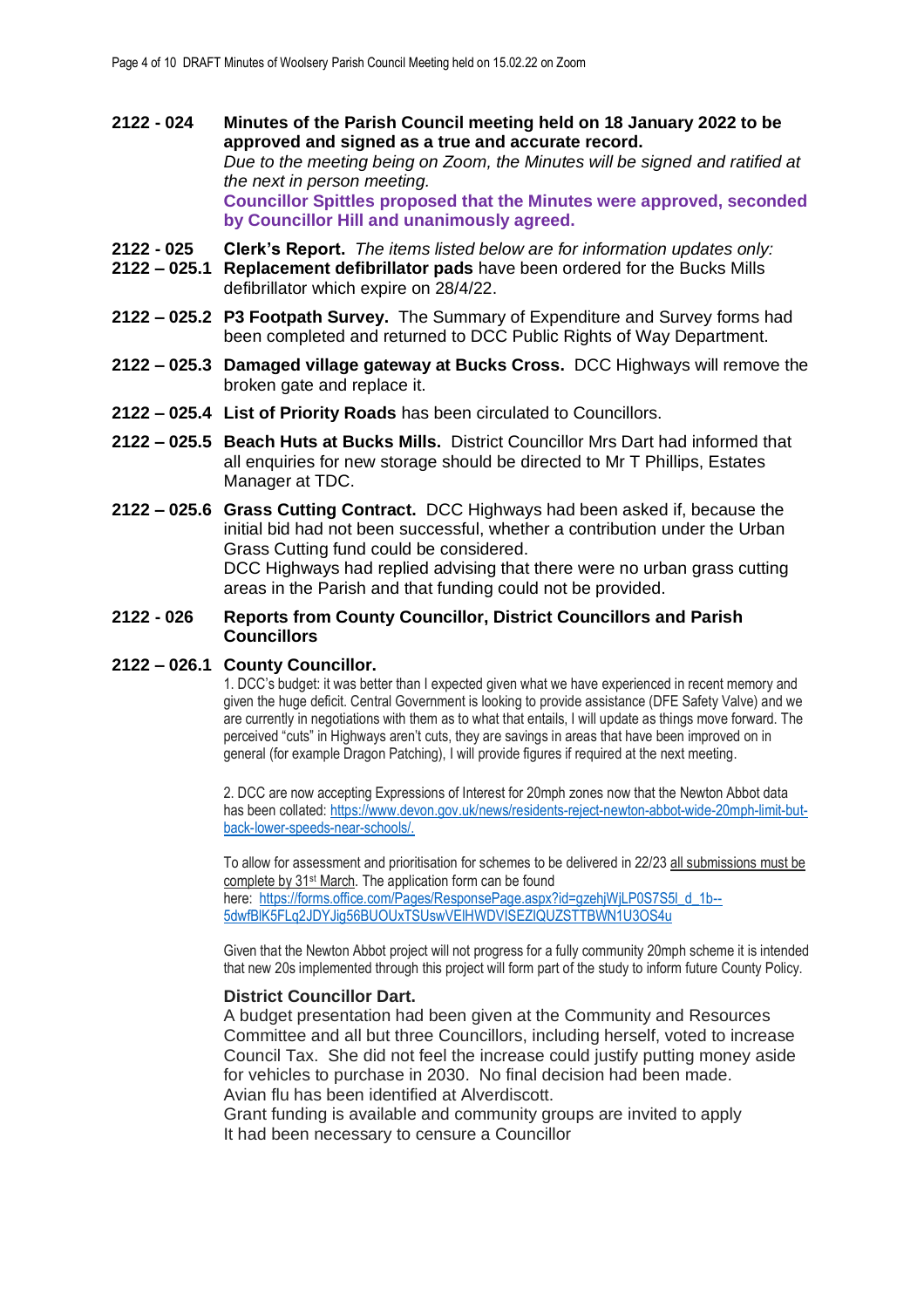**2122 - 024 Minutes of the Parish Council meeting held on 18 January 2022 to be approved and signed as a true and accurate record.**

*Due to the meeting being on Zoom, the Minutes will be signed and ratified at the next in person meeting.*

**Councillor Spittles proposed that the Minutes were approved, seconded by Councillor Hill and unanimously agreed.**

**2122 - 025 Clerk's Report.** *The items listed below are for information updates only:*

**2122 – 025.1 Replacement defibrillator pads** have been ordered for the Bucks Mills defibrillator which expire on 28/4/22.

**2122 – 025.2 P3 Footpath Survey.** The Summary of Expenditure and Survey forms had been completed and returned to DCC Public Rights of Way Department.

**2122 – 025.3 Damaged village gateway at Bucks Cross.** DCC Highways will remove the broken gate and replace it.

**2122 – 025.4 List of Priority Roads** has been circulated to Councillors.

**2122 – 025.5 Beach Huts at Bucks Mills.** District Councillor Mrs Dart had informed that all enquiries for new storage should be directed to Mr T Phillips, Estates Manager at TDC.

**2122 – 025.6 Grass Cutting Contract.** DCC Highways had been asked if, because the initial bid had not been successful, whether a contribution under the Urban Grass Cutting fund could be considered.
DCC Highways had replied advising that there were no urban grass cutting areas in the Parish and that funding could not be provided.

**2122 - 026 Reports from County Councillor, District Councillors and Parish Councillors**

**2122 – 026.1 County Councillor.**

1. DCC's budget: it was better than I expected given what we have experienced in recent memory and given the huge deficit. Central Government is looking to provide assistance (DFE Safety Valve) and we are currently in negotiations with them as to what that entails, I will update as things move forward. The perceived "cuts" in Highways aren't cuts, they are savings in areas that have been improved on in general (for example Dragon Patching), I will provide figures if required at the next meeting.

2. DCC are now accepting Expressions of Interest for 20mph zones now that the Newton Abbot data has been collated: https://www.devon.gov.uk/news/residents-reject-newton-abbot-wide-20mph-limit-but-back-lower-speeds-near-schools/.

To allow for assessment and prioritisation for schemes to be delivered in 22/23 all submissions must be complete by 31st March. The application form can be found here: https://forms.office.com/Pages/ResponsePage.aspx?id=gzehjWjLP0S7S5l_d_1b--5dwfBlK5FLq2JDYJig56BUOUxTSUswVElHWDVISEZIQUZSTTBWN1U3OS4u

Given that the Newton Abbot project will not progress for a fully community 20mph scheme it is intended that new 20s implemented through this project will form part of the study to inform future County Policy.

**District Councillor Dart.**

A budget presentation had been given at the Community and Resources Committee and all but three Councillors, including herself, voted to increase Council Tax. She did not feel the increase could justify putting money aside for vehicles to purchase in 2030. No final decision had been made.
Avian flu has been identified at Alverdiscott.
Grant funding is available and community groups are invited to apply
It had been necessary to censure a Councillor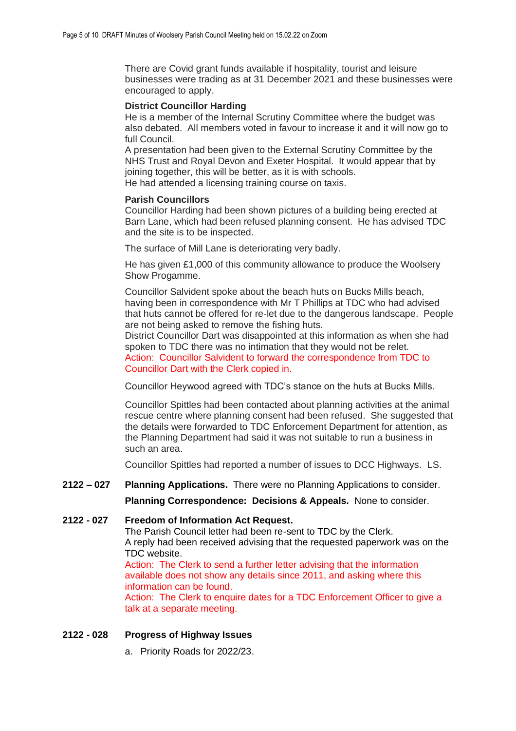There are Covid grant funds available if hospitality, tourist and leisure businesses were trading as at 31 December 2021 and these businesses were encouraged to apply.

**District Councillor Harding**

He is a member of the Internal Scrutiny Committee where the budget was also debated. All members voted in favour to increase it and it will now go to full Council.

A presentation had been given to the External Scrutiny Committee by the NHS Trust and Royal Devon and Exeter Hospital. It would appear that by joining together, this will be better, as it is with schools.

He had attended a licensing training course on taxis.

**Parish Councillors**

Councillor Harding had been shown pictures of a building being erected at Barn Lane, which had been refused planning consent. He has advised TDC and the site is to be inspected.

The surface of Mill Lane is deteriorating very badly.

He has given £1,000 of this community allowance to produce the Woolsery Show Progamme.

Councillor Salvident spoke about the beach huts on Bucks Mills beach, having been in correspondence with Mr T Phillips at TDC who had advised that huts cannot be offered for re-let due to the dangerous landscape. People are not being asked to remove the fishing huts.

District Councillor Dart was disappointed at this information as when she had spoken to TDC there was no intimation that they would not be relet.

Action: Councillor Salvident to forward the correspondence from TDC to Councillor Dart with the Clerk copied in.

Councillor Heywood agreed with TDC's stance on the huts at Bucks Mills.

Councillor Spittles had been contacted about planning activities at the animal rescue centre where planning consent had been refused. She suggested that the details were forwarded to TDC Enforcement Department for attention, as the Planning Department had said it was not suitable to run a business in such an area.

Councillor Spittles had reported a number of issues to DCC Highways. LS.

**2122 – 027** **Planning Applications.** There were no Planning Applications to consider.

**Planning Correspondence: Decisions & Appeals.** None to consider.

**2122 - 027** **Freedom of Information Act Request.**

The Parish Council letter had been re-sent to TDC by the Clerk.

A reply had been received advising that the requested paperwork was on the TDC website.

Action: The Clerk to send a further letter advising that the information available does not show any details since 2011, and asking where this information can be found.

Action: The Clerk to enquire dates for a TDC Enforcement Officer to give a talk at a separate meeting.

**2122 - 028** **Progress of Highway Issues**

a. Priority Roads for 2022/23.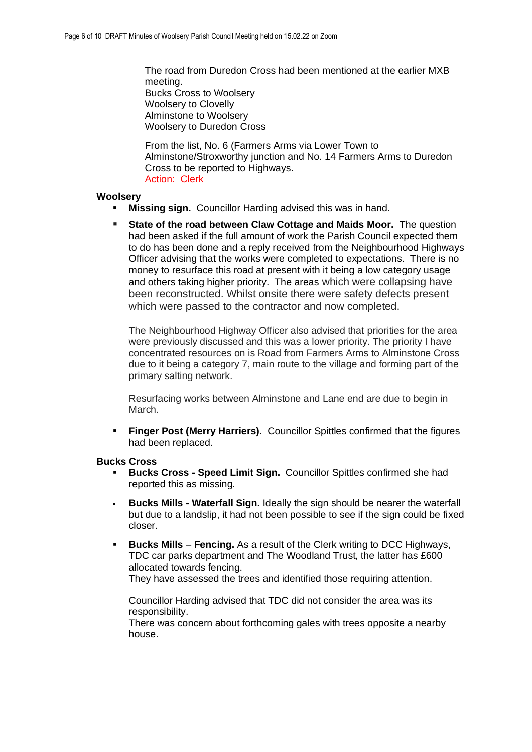The road from Duredon Cross had been mentioned at the earlier MXB meeting.
Bucks Cross to Woolsery
Woolsery to Clovelly
Alminstone to Woolsery
Woolsery to Duredon Cross

From the list, No. 6 (Farmers Arms via Lower Town to Alminstone/Stroxworthy junction and No. 14 Farmers Arms to Duredon Cross to be reported to Highways.
Action: Clerk

**Woolsery**

- **Missing sign.** Councillor Harding advised this was in hand.
- **State of the road between Claw Cottage and Maids Moor.** The question had been asked if the full amount of work the Parish Council expected them to do has been done and a reply received from the Neighbourhood Highways Officer advising that the works were completed to expectations. There is no money to resurface this road at present with it being a low category usage and others taking higher priority. The areas which were collapsing have been reconstructed. Whilst onsite there were safety defects present which were passed to the contractor and now completed.

  The Neighbourhood Highway Officer also advised that priorities for the area were previously discussed and this was a lower priority. The priority I have concentrated resources on is Road from Farmers Arms to Alminstone Cross due to it being a category 7, main route to the village and forming part of the primary salting network.

  Resurfacing works between Alminstone and Lane end are due to begin in March.

- **Finger Post (Merry Harriers).** Councillor Spittles confirmed that the figures had been replaced.

**Bucks Cross**

- **Bucks Cross - Speed Limit Sign.** Councillor Spittles confirmed she had reported this as missing.
- **Bucks Mills - Waterfall Sign.** Ideally the sign should be nearer the waterfall but due to a landslip, it had not been possible to see if the sign could be fixed closer.
- **Bucks Mills** – **Fencing.** As a result of the Clerk writing to DCC Highways, TDC car parks department and The Woodland Trust, the latter has £600 allocated towards fencing.
  They have assessed the trees and identified those requiring attention.

  Councillor Harding advised that TDC did not consider the area was its responsibility.
  There was concern about forthcoming gales with trees opposite a nearby house.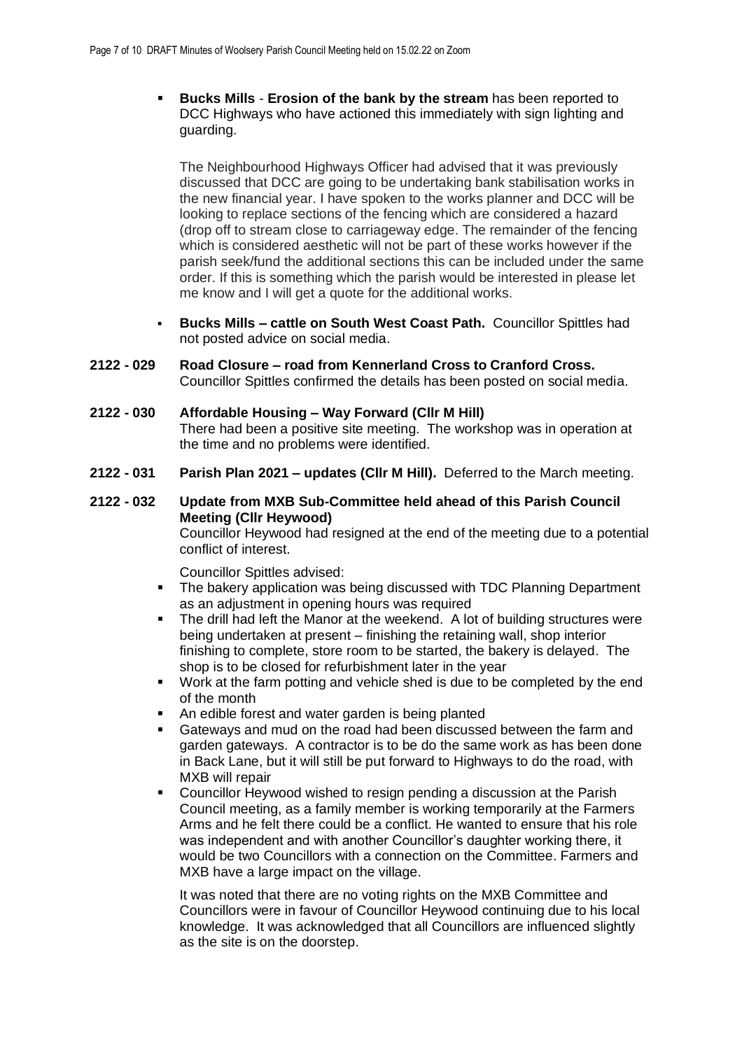- **Bucks Mills** - **Erosion of the bank by the stream** has been reported to DCC Highways who have actioned this immediately with sign lighting and guarding.

  The Neighbourhood Highways Officer had advised that it was previously discussed that DCC are going to be undertaking bank stabilisation works in the new financial year. I have spoken to the works planner and DCC will be looking to replace sections of the fencing which are considered a hazard (drop off to stream close to carriageway edge. The remainder of the fencing which is considered aesthetic will not be part of these works however if the parish seek/fund the additional sections this can be included under the same order. If this is something which the parish would be interested in please let me know and I will get a quote for the additional works.

- **Bucks Mills – cattle on South West Coast Path.** Councillor Spittles had not posted advice on social media.

**2122 - 029 Road Closure – road from Kennerland Cross to Cranford Cross.**
Councillor Spittles confirmed the details has been posted on social media.

**2122 - 030 Affordable Housing – Way Forward (Cllr M Hill)**
There had been a positive site meeting. The workshop was in operation at the time and no problems were identified.

**2122 - 031 Parish Plan 2021 – updates (Cllr M Hill).** Deferred to the March meeting.

**2122 - 032 Update from MXB Sub-Committee held ahead of this Parish Council Meeting (Cllr Heywood)**
Councillor Heywood had resigned at the end of the meeting due to a potential conflict of interest.

Councillor Spittles advised:

- The bakery application was being discussed with TDC Planning Department as an adjustment in opening hours was required
- The drill had left the Manor at the weekend. A lot of building structures were being undertaken at present – finishing the retaining wall, shop interior finishing to complete, store room to be started, the bakery is delayed. The shop is to be closed for refurbishment later in the year
- Work at the farm potting and vehicle shed is due to be completed by the end of the month
- An edible forest and water garden is being planted
- Gateways and mud on the road had been discussed between the farm and garden gateways. A contractor is to be do the same work as has been done in Back Lane, but it will still be put forward to Highways to do the road, with MXB will repair
- Councillor Heywood wished to resign pending a discussion at the Parish Council meeting, as a family member is working temporarily at the Farmers Arms and he felt there could be a conflict. He wanted to ensure that his role was independent and with another Councillor's daughter working there, it would be two Councillors with a connection on the Committee. Farmers and MXB have a large impact on the village.

  It was noted that there are no voting rights on the MXB Committee and Councillors were in favour of Councillor Heywood continuing due to his local knowledge. It was acknowledged that all Councillors are influenced slightly as the site is on the doorstep.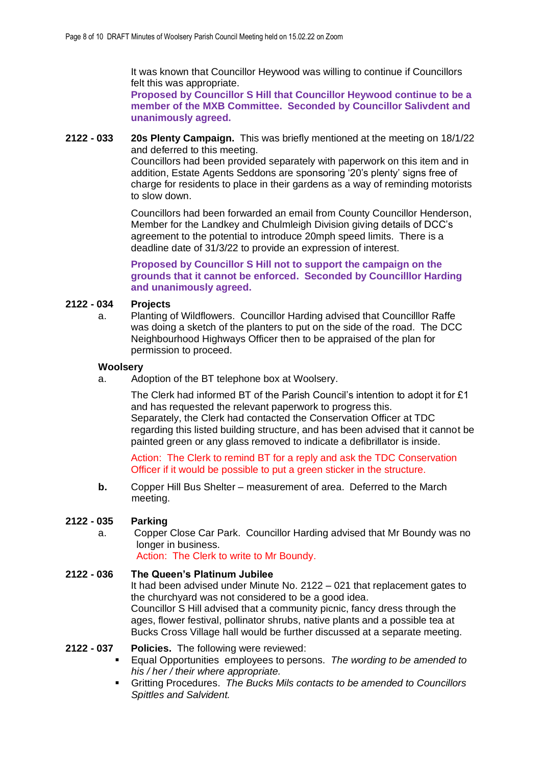It was known that Councillor Heywood was willing to continue if Councillors felt this was appropriate.

**Proposed by Councillor S Hill that Councillor Heywood continue to be a member of the MXB Committee. Seconded by Councillor Salivdent and unanimously agreed.**

**2122 - 033 20s Plenty Campaign.** This was briefly mentioned at the meeting on 18/1/22 and deferred to this meeting.

Councillors had been provided separately with paperwork on this item and in addition, Estate Agents Seddons are sponsoring '20's plenty' signs free of charge for residents to place in their gardens as a way of reminding motorists to slow down.

Councillors had been forwarded an email from County Councillor Henderson, Member for the Landkey and Chulmleigh Division giving details of DCC's agreement to the potential to introduce 20mph speed limits. There is a deadline date of 31/3/22 to provide an expression of interest.

**Proposed by Councillor S Hill not to support the campaign on the grounds that it cannot be enforced. Seconded by Councilllor Harding and unanimously agreed.**

**2122 - 034 Projects**

a. Planting of Wildflowers. Councillor Harding advised that Councilllor Raffe was doing a sketch of the planters to put on the side of the road. The DCC Neighbourhood Highways Officer then to be appraised of the plan for permission to proceed.

**Woolsery**

a. Adoption of the BT telephone box at Woolsery.

The Clerk had informed BT of the Parish Council's intention to adopt it for £1 and has requested the relevant paperwork to progress this.
Separately, the Clerk had contacted the Conservation Officer at TDC regarding this listed building structure, and has been advised that it cannot be painted green or any glass removed to indicate a defibrillator is inside.

Action: The Clerk to remind BT for a reply and ask the TDC Conservation Officer if it would be possible to put a green sticker in the structure.

**b.** Copper Hill Bus Shelter – measurement of area. Deferred to the March meeting.

**2122 - 035 Parking**

a. Copper Close Car Park. Councillor Harding advised that Mr Boundy was no longer in business.
Action: The Clerk to write to Mr Boundy.

**2122 - 036 The Queen's Platinum Jubilee**

It had been advised under Minute No. 2122 – 021 that replacement gates to the churchyard was not considered to be a good idea.
Councillor S Hill advised that a community picnic, fancy dress through the ages, flower festival, pollinator shrubs, native plants and a possible tea at Bucks Cross Village hall would be further discussed at a separate meeting.

**2122 - 037 Policies.** The following were reviewed:

- Equal Opportunities employees to persons. *The wording to be amended to his / her / their where appropriate.*
- Gritting Procedures. *The Bucks Mils contacts to be amended to Councillors Spittles and Salvident.*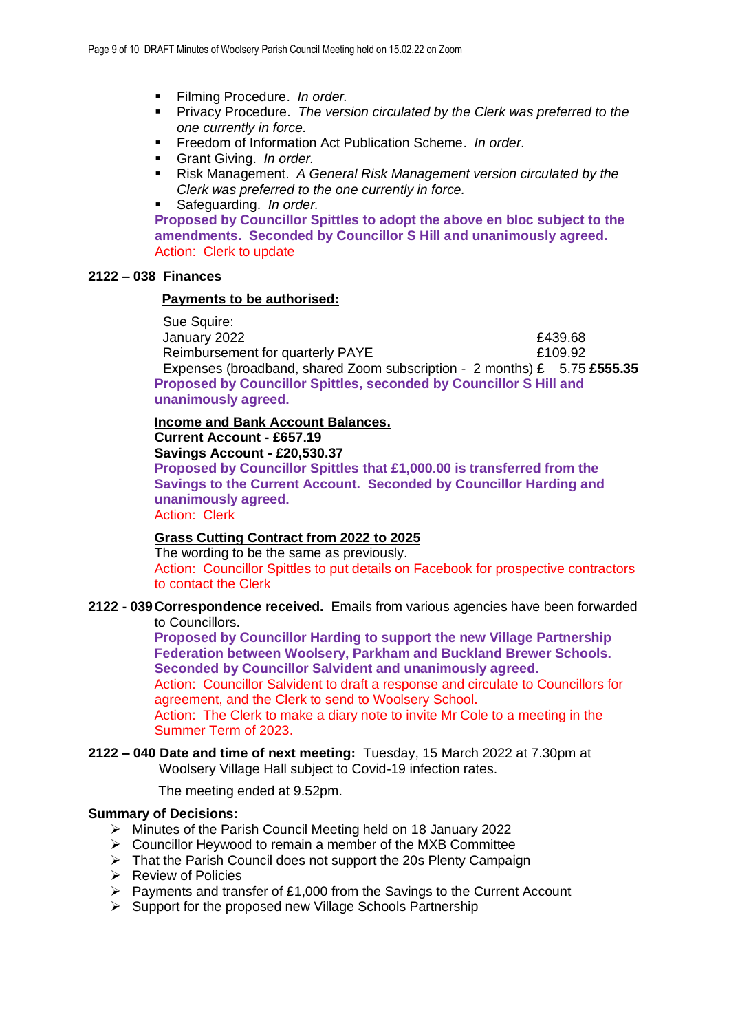- Filming Procedure. *In order.*
- Privacy Procedure. *The version circulated by the Clerk was preferred to the one currently in force.*
- Freedom of Information Act Publication Scheme. *In order.*
- Grant Giving. *In order.*
- Risk Management. *A General Risk Management version circulated by the Clerk was preferred to the one currently in force.*
- Safeguarding. *In order.*

**Proposed by Councillor Spittles to adopt the above en bloc subject to the amendments. Seconded by Councillor S Hill and unanimously agreed.**
Action: Clerk to update

**2122 – 038 Finances**

**Payments to be authorised:**

Sue Squire:

| | |
|---|---|
| January 2022 | £439.68 |
| Reimbursement for quarterly PAYE | £109.92 |
| Expenses (broadband, shared Zoom subscription - 2 months) | £ 5.75 **£555.35** |

**Proposed by Councillor Spittles, seconded by Councillor S Hill and unanimously agreed.**

**Income and Bank Account Balances.**
**Current Account - £657.19**
**Savings Account - £20,530.37**
**Proposed by Councillor Spittles that £1,000.00 is transferred from the Savings to the Current Account. Seconded by Councillor Harding and unanimously agreed.**
Action: Clerk

**Grass Cutting Contract from 2022 to 2025**
The wording to be the same as previously.
Action: Councillor Spittles to put details on Facebook for prospective contractors to contact the Clerk

**2122 - 039 Correspondence received.** Emails from various agencies have been forwarded to Councillors.
**Proposed by Councillor Harding to support the new Village Partnership Federation between Woolsery, Parkham and Buckland Brewer Schools. Seconded by Councillor Salvident and unanimously agreed.**
Action: Councillor Salvident to draft a response and circulate to Councillors for agreement, and the Clerk to send to Woolsery School.
Action: The Clerk to make a diary note to invite Mr Cole to a meeting in the Summer Term of 2023.

**2122 – 040 Date and time of next meeting:** Tuesday, 15 March 2022 at 7.30pm at Woolsery Village Hall subject to Covid-19 infection rates.

The meeting ended at 9.52pm.

**Summary of Decisions:**

- Minutes of the Parish Council Meeting held on 18 January 2022
- Councillor Heywood to remain a member of the MXB Committee
- That the Parish Council does not support the 20s Plenty Campaign
- Review of Policies
- Payments and transfer of £1,000 from the Savings to the Current Account
- Support for the proposed new Village Schools Partnership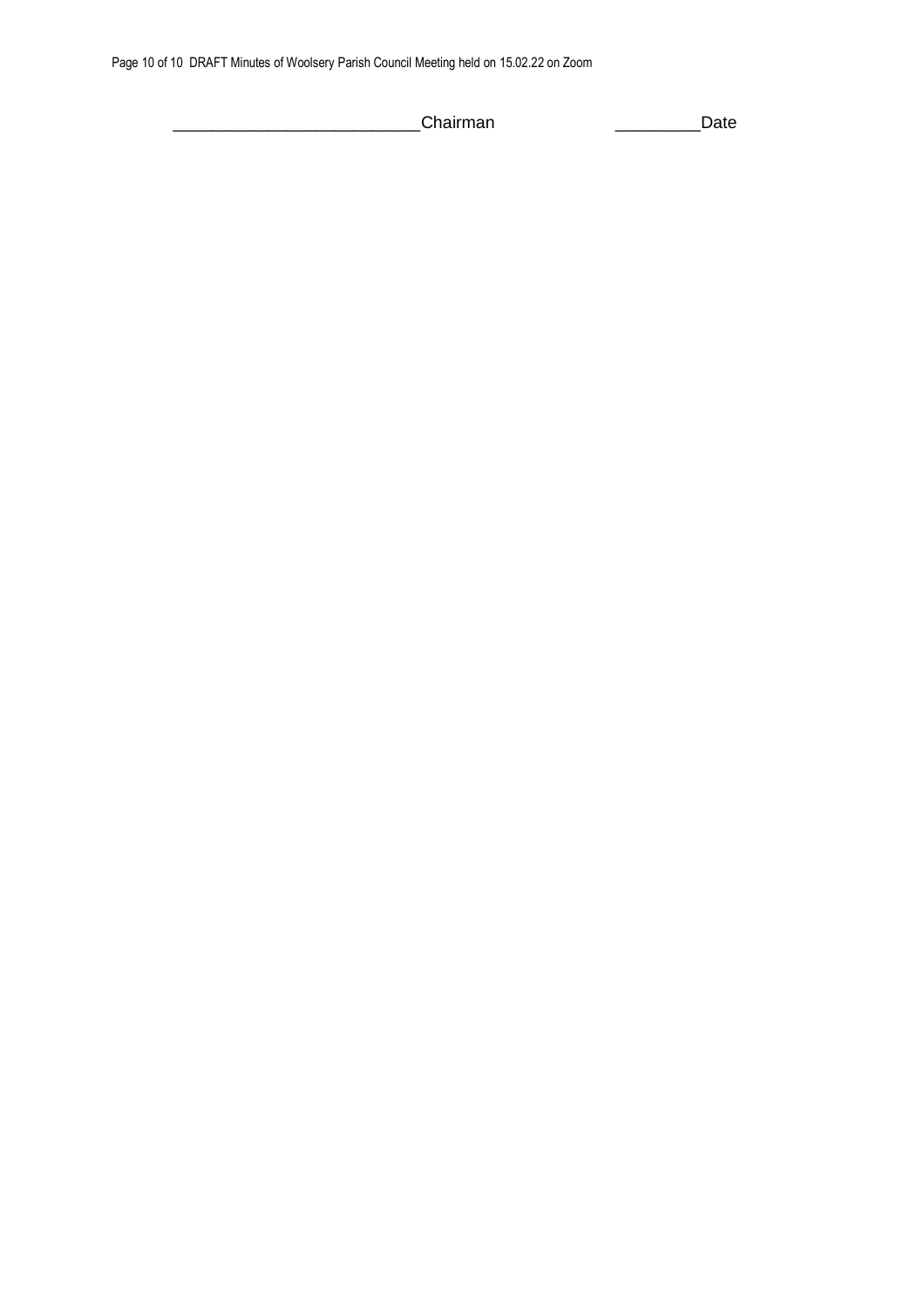\_\_\_\_\_\_\_\_\_\_\_\_\_\_\_\_\_\_\_\_\_\_\_\_\_\_\_Chairman &nbsp;&nbsp;&nbsp;&nbsp;&nbsp;&nbsp;&nbsp;&nbsp;&nbsp;&nbsp; \_\_\_\_\_\_\_\_\_Date